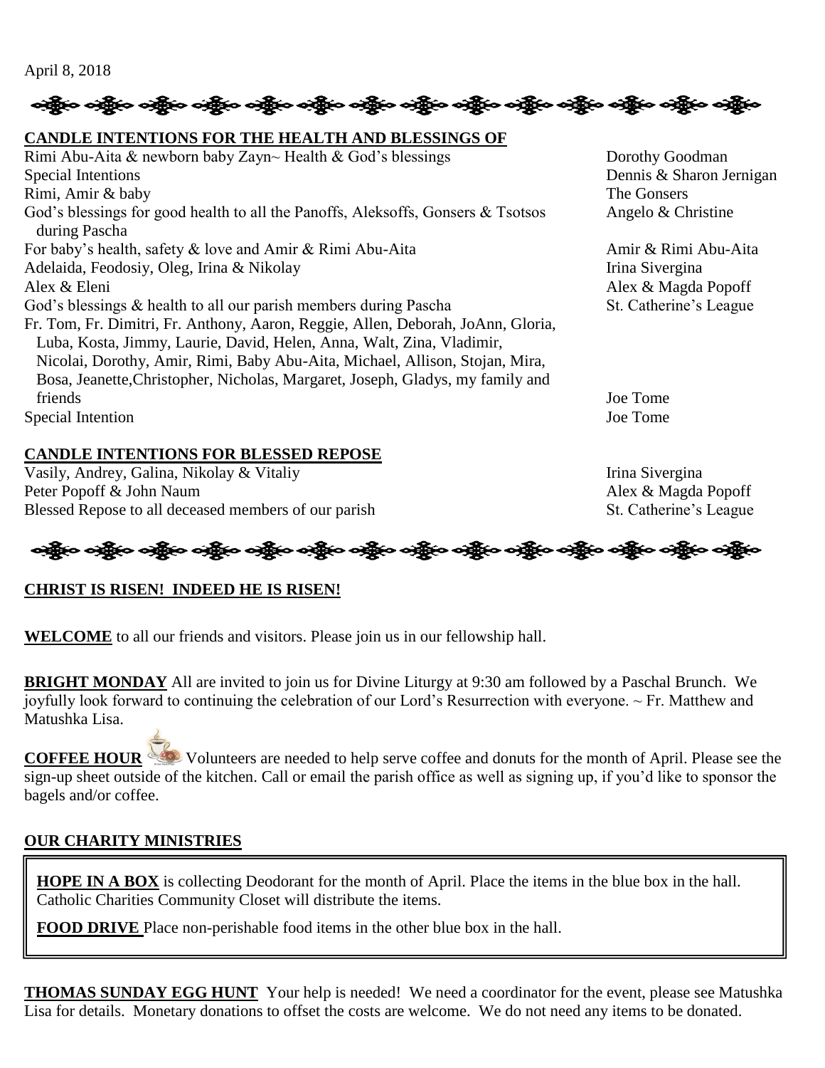April 8, 2018

## CANDLE INTENTIONS FOR THE HEALTH AND BLESSINGS OF

| Intention | Offered by |
|---|---|
| Rimi Abu-Aita & newborn baby Zayn~ Health & God's blessings | Dorothy Goodman |
| Special Intentions | Dennis & Sharon Jernigan |
| Rimi, Amir & baby | The Gonsers |
| God's blessings for good health to all the Panoffs, Aleksoffs, Gonsers & Tsotsos during Pascha | Angelo & Christine |
| For baby's health, safety & love and Amir & Rimi Abu-Aita | Amir & Rimi Abu-Aita |
| Adelaida, Feodosiy, Oleg, Irina & Nikolay | Irina Sivergina |
| Alex & Eleni | Alex & Magda Popoff |
| God's blessings & health to all our parish members during Pascha | St. Catherine's League |
| Fr. Tom, Fr. Dimitri, Fr. Anthony, Aaron, Reggie, Allen, Deborah, JoAnn, Gloria, Luba, Kosta, Jimmy, Laurie, David, Helen, Anna, Walt, Zina, Vladimir, Nicolai, Dorothy, Amir, Rimi, Baby Abu-Aita, Michael, Allison, Stojan, Mira, Bosa, Jeanette,Christopher, Nicholas, Margaret, Joseph, Gladys, my family and friends | Joe Tome |
| Special Intention | Joe Tome |

## CANDLE INTENTIONS FOR BLESSED REPOSE

| Intention | Offered by |
|---|---|
| Vasily, Andrey, Galina, Nikolay & Vitaliy | Irina Sivergina |
| Peter Popoff & John Naum | Alex & Magda Popoff |
| Blessed Repose to all deceased members of our parish | St. Catherine's League |

## CHRIST IS RISEN! INDEED HE IS RISEN!

**WELCOME** to all our friends and visitors. Please join us in our fellowship hall.

**BRIGHT MONDAY** All are invited to join us for Divine Liturgy at 9:30 am followed by a Paschal Brunch. We joyfully look forward to continuing the celebration of our Lord's Resurrection with everyone. ~ Fr. Matthew and Matushka Lisa.

**COFFEE HOUR** Volunteers are needed to help serve coffee and donuts for the month of April. Please see the sign-up sheet outside of the kitchen. Call or email the parish office as well as signing up, if you'd like to sponsor the bagels and/or coffee.

## OUR CHARITY MINISTRIES

**HOPE IN A BOX** is collecting Deodorant for the month of April. Place the items in the blue box in the hall. Catholic Charities Community Closet will distribute the items.

**FOOD DRIVE** Place non-perishable food items in the other blue box in the hall.

**THOMAS SUNDAY EGG HUNT** Your help is needed! We need a coordinator for the event, please see Matushka Lisa for details. Monetary donations to offset the costs are welcome. We do not need any items to be donated.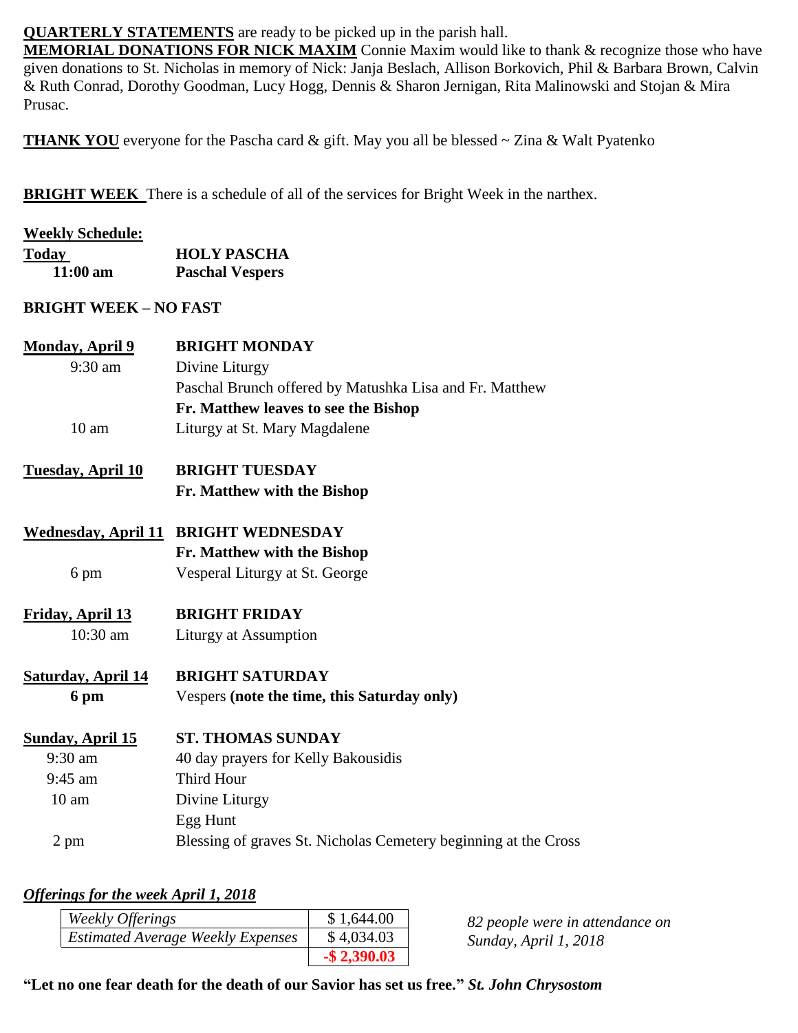**QUARTERLY STATEMENTS** are ready to be picked up in the parish hall.

**MEMORIAL DONATIONS FOR NICK MAXIM** Connie Maxim would like to thank & recognize those who have given donations to St. Nicholas in memory of Nick: Janja Beslach, Allison Borkovich, Phil & Barbara Brown, Calvin & Ruth Conrad, Dorothy Goodman, Lucy Hogg, Dennis & Sharon Jernigan, Rita Malinowski and Stojan & Mira Prusac.

**THANK YOU** everyone for the Pascha card & gift. May you all be blessed ~ Zina & Walt Pyatenko

**BRIGHT WEEK** There is a schedule of all of the services for Bright Week in the narthex.

**Weekly Schedule:**

| | |
|---|---|
| **Today** | **HOLY PASCHA** |
| **11:00 am** | **Paschal Vespers** |

**BRIGHT WEEK – NO FAST**

| | |
|---|---|
| **Monday, April 9** | **BRIGHT MONDAY** |
| 9:30 am | Divine Liturgy |
| | Paschal Brunch offered by Matushka Lisa and Fr. Matthew |
| | **Fr. Matthew leaves to see the Bishop** |
| 10 am | Liturgy at St. Mary Magdalene |
| **Tuesday, April 10** | **BRIGHT TUESDAY** |
| | **Fr. Matthew with the Bishop** |
| **Wednesday, April 11** | **BRIGHT WEDNESDAY** |
| | **Fr. Matthew with the Bishop** |
| 6 pm | Vesperal Liturgy at St. George |
| **Friday, April 13** | **BRIGHT FRIDAY** |
| 10:30 am | Liturgy at Assumption |
| **Saturday, April 14** | **BRIGHT SATURDAY** |
| **6 pm** | Vespers **(note the time, this Saturday only)** |
| **Sunday, April 15** | **ST. THOMAS SUNDAY** |
| 9:30 am | 40 day prayers for Kelly Bakousidis |
| 9:45 am | Third Hour |
| 10 am | Divine Liturgy |
| | Egg Hunt |
| 2 pm | Blessing of graves St. Nicholas Cemetery beginning at the Cross |

***Offerings for the week April 1, 2018***

| | |
|---|---|
| *Weekly Offerings* | $ 1,644.00 |
| *Estimated Average Weekly Expenses* | $ 4,034.03 |
| | **-$ 2,390.03** |

*82 people were in attendance on Sunday, April 1, 2018*

**"Let no one fear death for the death of our Savior has set us free."** ***St. John Chrysostom***